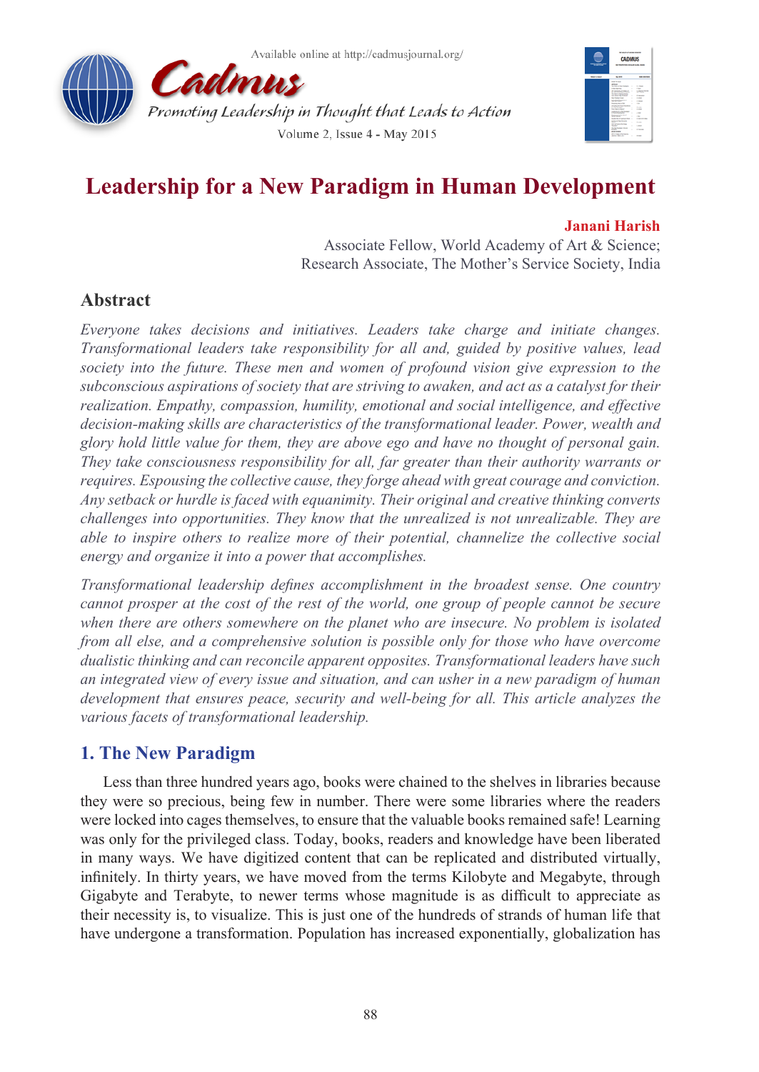# Leadership for a New Paradigm in Human Development

**Janani Harish**

Associate Fellow, World Academy of Art & Science;
Research Associate, The Mother's Service Society, India

## Abstract

*Everyone takes decisions and initiatives. Leaders take charge and initiate changes. Transformational leaders take responsibility for all and, guided by positive values, lead society into the future. These men and women of profound vision give expression to the subconscious aspirations of society that are striving to awaken, and act as a catalyst for their realization. Empathy, compassion, humility, emotional and social intelligence, and effective decision-making skills are characteristics of the transformational leader. Power, wealth and glory hold little value for them, they are above ego and have no thought of personal gain. They take consciousness responsibility for all, far greater than their authority warrants or requires. Espousing the collective cause, they forge ahead with great courage and conviction. Any setback or hurdle is faced with equanimity. Their original and creative thinking converts challenges into opportunities. They know that the unrealized is not unrealizable. They are able to inspire others to realize more of their potential, channelize the collective social energy and organize it into a power that accomplishes.*

*Transformational leadership defines accomplishment in the broadest sense. One country cannot prosper at the cost of the rest of the world, one group of people cannot be secure when there are others somewhere on the planet who are insecure. No problem is isolated from all else, and a comprehensive solution is possible only for those who have overcome dualistic thinking and can reconcile apparent opposites. Transformational leaders have such an integrated view of every issue and situation, and can usher in a new paradigm of human development that ensures peace, security and well-being for all. This article analyzes the various facets of transformational leadership.*

## 1. The New Paradigm

Less than three hundred years ago, books were chained to the shelves in libraries because they were so precious, being few in number. There were some libraries where the readers were locked into cages themselves, to ensure that the valuable books remained safe! Learning was only for the privileged class. Today, books, readers and knowledge have been liberated in many ways. We have digitized content that can be replicated and distributed virtually, infinitely. In thirty years, we have moved from the terms Kilobyte and Megabyte, through Gigabyte and Terabyte, to newer terms whose magnitude is as difficult to appreciate as their necessity is, to visualize. This is just one of the hundreds of strands of human life that have undergone a transformation. Population has increased exponentially, globalization has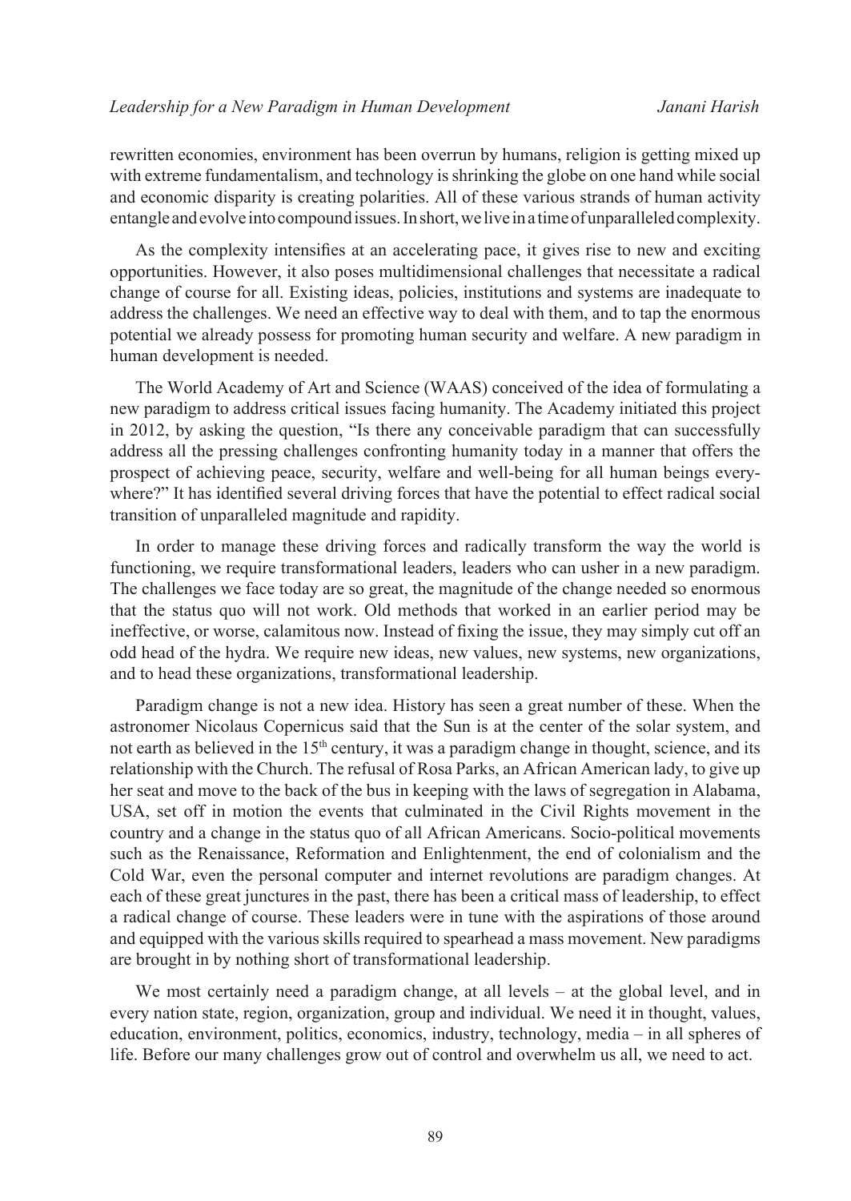rewritten economies, environment has been overrun by humans, religion is getting mixed up with extreme fundamentalism, and technology is shrinking the globe on one hand while social and economic disparity is creating polarities. All of these various strands of human activity entangle and evolve into compound issues. In short, we live in a time of unparalleled complexity.

As the complexity intensifies at an accelerating pace, it gives rise to new and exciting opportunities. However, it also poses multidimensional challenges that necessitate a radical change of course for all. Existing ideas, policies, institutions and systems are inadequate to address the challenges. We need an effective way to deal with them, and to tap the enormous potential we already possess for promoting human security and welfare. A new paradigm in human development is needed.

The World Academy of Art and Science (WAAS) conceived of the idea of formulating a new paradigm to address critical issues facing humanity. The Academy initiated this project in 2012, by asking the question, "Is there any conceivable paradigm that can successfully address all the pressing challenges confronting humanity today in a manner that offers the prospect of achieving peace, security, welfare and well-being for all human beings everywhere?" It has identified several driving forces that have the potential to effect radical social transition of unparalleled magnitude and rapidity.

In order to manage these driving forces and radically transform the way the world is functioning, we require transformational leaders, leaders who can usher in a new paradigm. The challenges we face today are so great, the magnitude of the change needed so enormous that the status quo will not work. Old methods that worked in an earlier period may be ineffective, or worse, calamitous now. Instead of fixing the issue, they may simply cut off an odd head of the hydra. We require new ideas, new values, new systems, new organizations, and to head these organizations, transformational leadership.

Paradigm change is not a new idea. History has seen a great number of these. When the astronomer Nicolaus Copernicus said that the Sun is at the center of the solar system, and not earth as believed in the 15th century, it was a paradigm change in thought, science, and its relationship with the Church. The refusal of Rosa Parks, an African American lady, to give up her seat and move to the back of the bus in keeping with the laws of segregation in Alabama, USA, set off in motion the events that culminated in the Civil Rights movement in the country and a change in the status quo of all African Americans. Socio-political movements such as the Renaissance, Reformation and Enlightenment, the end of colonialism and the Cold War, even the personal computer and internet revolutions are paradigm changes. At each of these great junctures in the past, there has been a critical mass of leadership, to effect a radical change of course. These leaders were in tune with the aspirations of those around and equipped with the various skills required to spearhead a mass movement. New paradigms are brought in by nothing short of transformational leadership.

We most certainly need a paradigm change, at all levels – at the global level, and in every nation state, region, organization, group and individual. We need it in thought, values, education, environment, politics, economics, industry, technology, media – in all spheres of life. Before our many challenges grow out of control and overwhelm us all, we need to act.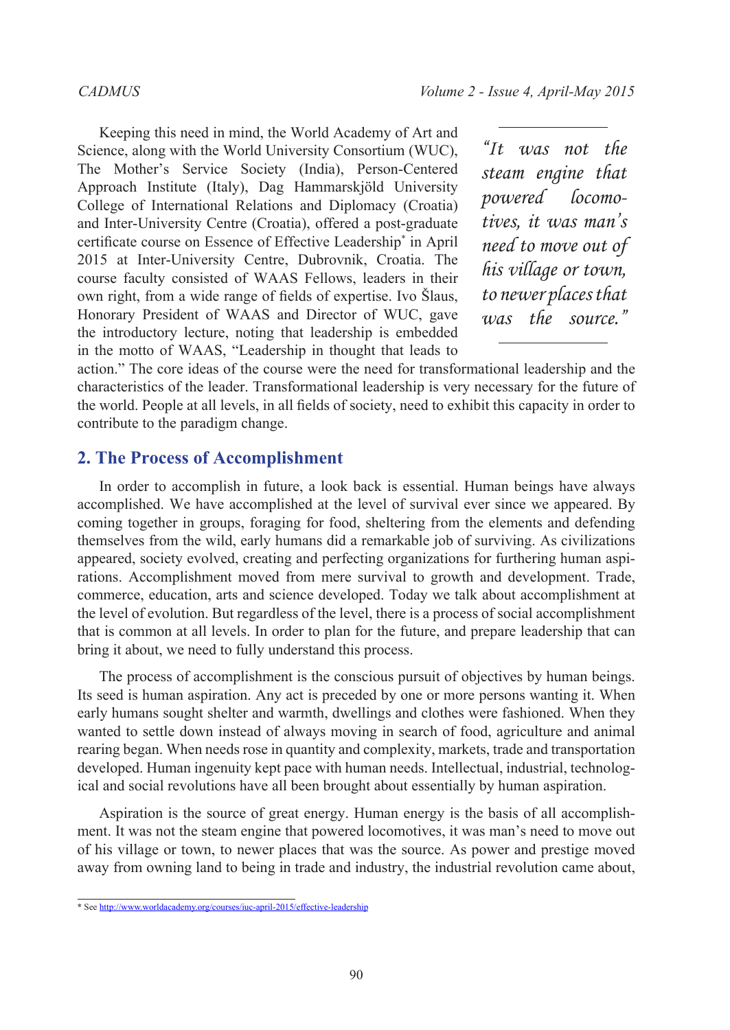Keeping this need in mind, the World Academy of Art and Science, along with the World University Consortium (WUC), The Mother's Service Society (India), Person-Centered Approach Institute (Italy), Dag Hammarskjöld University College of International Relations and Diplomacy (Croatia) and Inter-University Centre (Croatia), offered a post-graduate certificate course on Essence of Effective Leadership* in April 2015 at Inter-University Centre, Dubrovnik, Croatia. The course faculty consisted of WAAS Fellows, leaders in their own right, from a wide range of fields of expertise. Ivo Šlaus, Honorary President of WAAS and Director of WUC, gave the introductory lecture, noting that leadership is embedded in the motto of WAAS, "Leadership in thought that leads to action." The core ideas of the course were the need for transformational leadership and the characteristics of the leader. Transformational leadership is very necessary for the future of the world. People at all levels, in all fields of society, need to exhibit this capacity in order to contribute to the paradigm change.

> *"It was not the steam engine that powered locomotives, it was man's need to move out of his village or town, to newer places that was the source."*

## 2. The Process of Accomplishment

In order to accomplish in future, a look back is essential. Human beings have always accomplished. We have accomplished at the level of survival ever since we appeared. By coming together in groups, foraging for food, sheltering from the elements and defending themselves from the wild, early humans did a remarkable job of surviving. As civilizations appeared, society evolved, creating and perfecting organizations for furthering human aspirations. Accomplishment moved from mere survival to growth and development. Trade, commerce, education, arts and science developed. Today we talk about accomplishment at the level of evolution. But regardless of the level, there is a process of social accomplishment that is common at all levels. In order to plan for the future, and prepare leadership that can bring it about, we need to fully understand this process.

The process of accomplishment is the conscious pursuit of objectives by human beings. Its seed is human aspiration. Any act is preceded by one or more persons wanting it. When early humans sought shelter and warmth, dwellings and clothes were fashioned. When they wanted to settle down instead of always moving in search of food, agriculture and animal rearing began. When needs rose in quantity and complexity, markets, trade and transportation developed. Human ingenuity kept pace with human needs. Intellectual, industrial, technological and social revolutions have all been brought about essentially by human aspiration.

Aspiration is the source of great energy. Human energy is the basis of all accomplishment. It was not the steam engine that powered locomotives, it was man's need to move out of his village or town, to newer places that was the source. As power and prestige moved away from owning land to being in trade and industry, the industrial revolution came about,

* See http://www.worldacademy.org/courses/iuc-april-2015/effective-leadership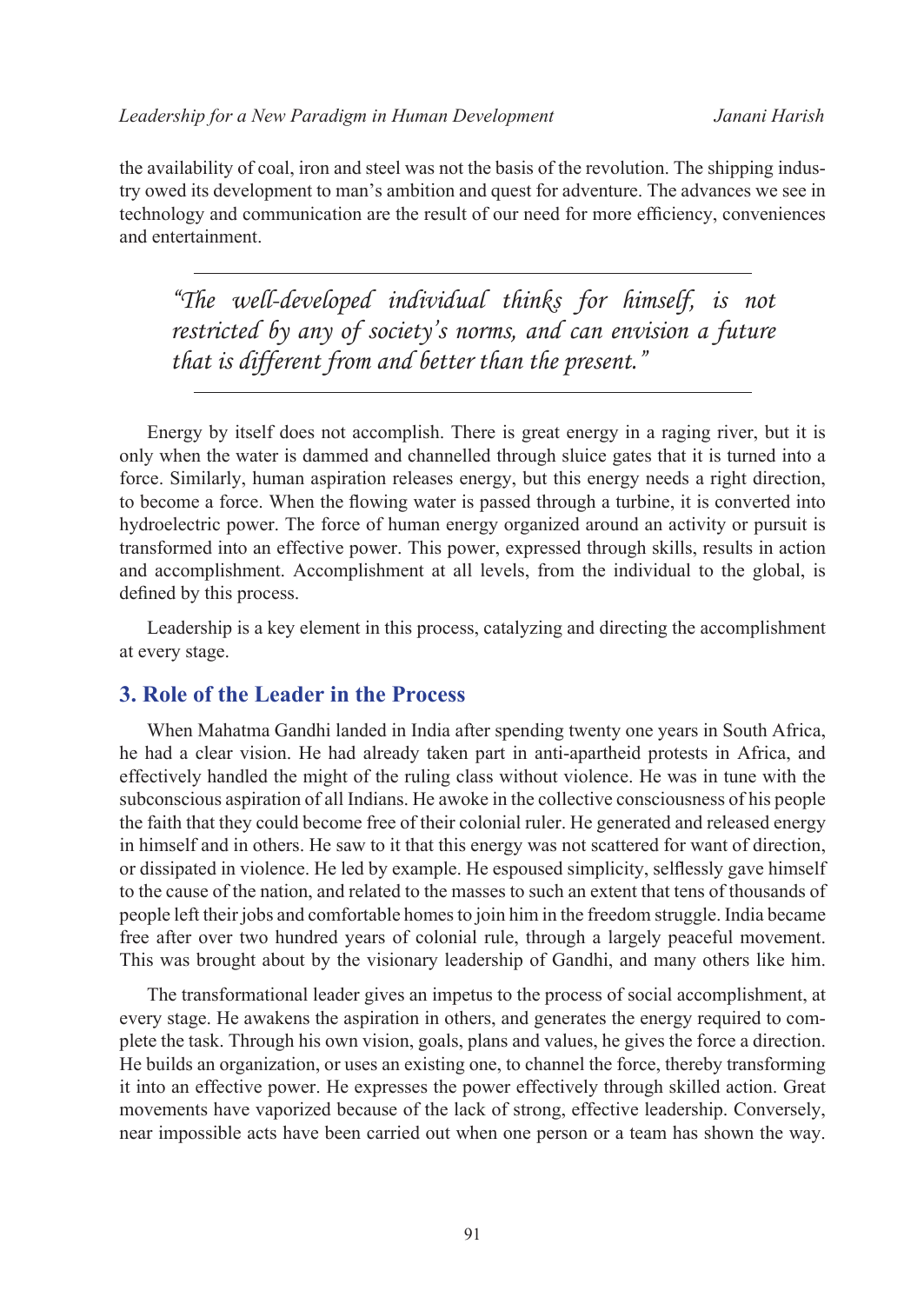the availability of coal, iron and steel was not the basis of the revolution. The shipping industry owed its development to man's ambition and quest for adventure. The advances we see in technology and communication are the result of our need for more efficiency, conveniences and entertainment.

> *"The well-developed individual thinks for himself, is not restricted by any of society's norms, and can envision a future that is different from and better than the present."*

Energy by itself does not accomplish. There is great energy in a raging river, but it is only when the water is dammed and channelled through sluice gates that it is turned into a force. Similarly, human aspiration releases energy, but this energy needs a right direction, to become a force. When the flowing water is passed through a turbine, it is converted into hydroelectric power. The force of human energy organized around an activity or pursuit is transformed into an effective power. This power, expressed through skills, results in action and accomplishment. Accomplishment at all levels, from the individual to the global, is defined by this process.

Leadership is a key element in this process, catalyzing and directing the accomplishment at every stage.

## 3. Role of the Leader in the Process

When Mahatma Gandhi landed in India after spending twenty one years in South Africa, he had a clear vision. He had already taken part in anti-apartheid protests in Africa, and effectively handled the might of the ruling class without violence. He was in tune with the subconscious aspiration of all Indians. He awoke in the collective consciousness of his people the faith that they could become free of their colonial ruler. He generated and released energy in himself and in others. He saw to it that this energy was not scattered for want of direction, or dissipated in violence. He led by example. He espoused simplicity, selflessly gave himself to the cause of the nation, and related to the masses to such an extent that tens of thousands of people left their jobs and comfortable homes to join him in the freedom struggle. India became free after over two hundred years of colonial rule, through a largely peaceful movement. This was brought about by the visionary leadership of Gandhi, and many others like him.

The transformational leader gives an impetus to the process of social accomplishment, at every stage. He awakens the aspiration in others, and generates the energy required to complete the task. Through his own vision, goals, plans and values, he gives the force a direction. He builds an organization, or uses an existing one, to channel the force, thereby transforming it into an effective power. He expresses the power effectively through skilled action. Great movements have vaporized because of the lack of strong, effective leadership. Conversely, near impossible acts have been carried out when one person or a team has shown the way.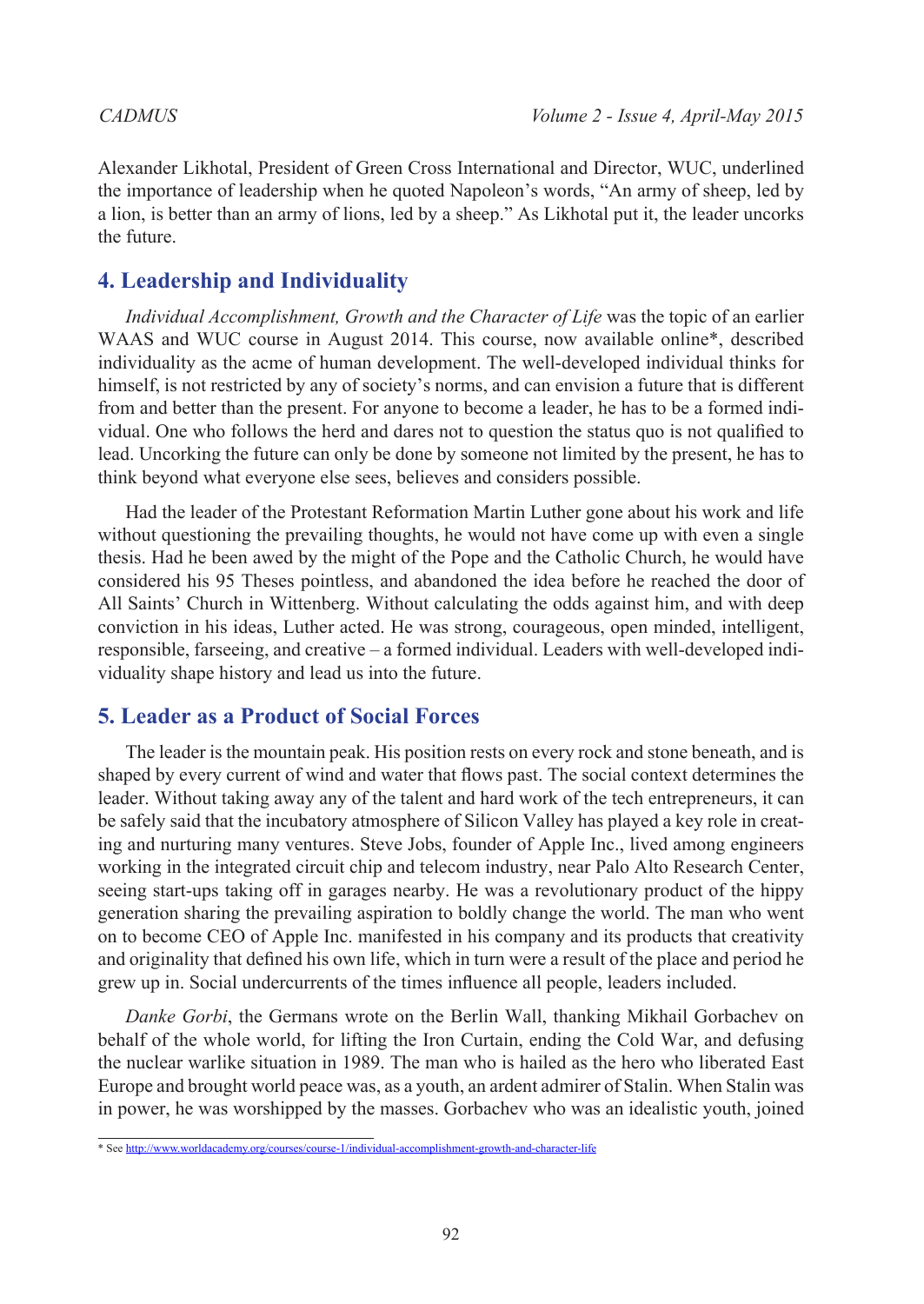Alexander Likhotal, President of Green Cross International and Director, WUC, underlined the importance of leadership when he quoted Napoleon's words, "An army of sheep, led by a lion, is better than an army of lions, led by a sheep." As Likhotal put it, the leader uncorks the future.

## 4. Leadership and Individuality

*Individual Accomplishment, Growth and the Character of Life* was the topic of an earlier WAAS and WUC course in August 2014. This course, now available online*, described individuality as the acme of human development. The well-developed individual thinks for himself, is not restricted by any of society's norms, and can envision a future that is different from and better than the present. For anyone to become a leader, he has to be a formed individual. One who follows the herd and dares not to question the status quo is not qualified to lead. Uncorking the future can only be done by someone not limited by the present, he has to think beyond what everyone else sees, believes and considers possible.

Had the leader of the Protestant Reformation Martin Luther gone about his work and life without questioning the prevailing thoughts, he would not have come up with even a single thesis. Had he been awed by the might of the Pope and the Catholic Church, he would have considered his 95 Theses pointless, and abandoned the idea before he reached the door of All Saints' Church in Wittenberg. Without calculating the odds against him, and with deep conviction in his ideas, Luther acted. He was strong, courageous, open minded, intelligent, responsible, farseeing, and creative – a formed individual. Leaders with well-developed individuality shape history and lead us into the future.

## 5. Leader as a Product of Social Forces

The leader is the mountain peak. His position rests on every rock and stone beneath, and is shaped by every current of wind and water that flows past. The social context determines the leader. Without taking away any of the talent and hard work of the tech entrepreneurs, it can be safely said that the incubatory atmosphere of Silicon Valley has played a key role in creating and nurturing many ventures. Steve Jobs, founder of Apple Inc., lived among engineers working in the integrated circuit chip and telecom industry, near Palo Alto Research Center, seeing start-ups taking off in garages nearby. He was a revolutionary product of the hippy generation sharing the prevailing aspiration to boldly change the world. The man who went on to become CEO of Apple Inc. manifested in his company and its products that creativity and originality that defined his own life, which in turn were a result of the place and period he grew up in. Social undercurrents of the times influence all people, leaders included.

*Danke Gorbi*, the Germans wrote on the Berlin Wall, thanking Mikhail Gorbachev on behalf of the whole world, for lifting the Iron Curtain, ending the Cold War, and defusing the nuclear warlike situation in 1989. The man who is hailed as the hero who liberated East Europe and brought world peace was, as a youth, an ardent admirer of Stalin. When Stalin was in power, he was worshipped by the masses. Gorbachev who was an idealistic youth, joined

\* See http://www.worldacademy.org/courses/course-1/individual-accomplishment-growth-and-character-life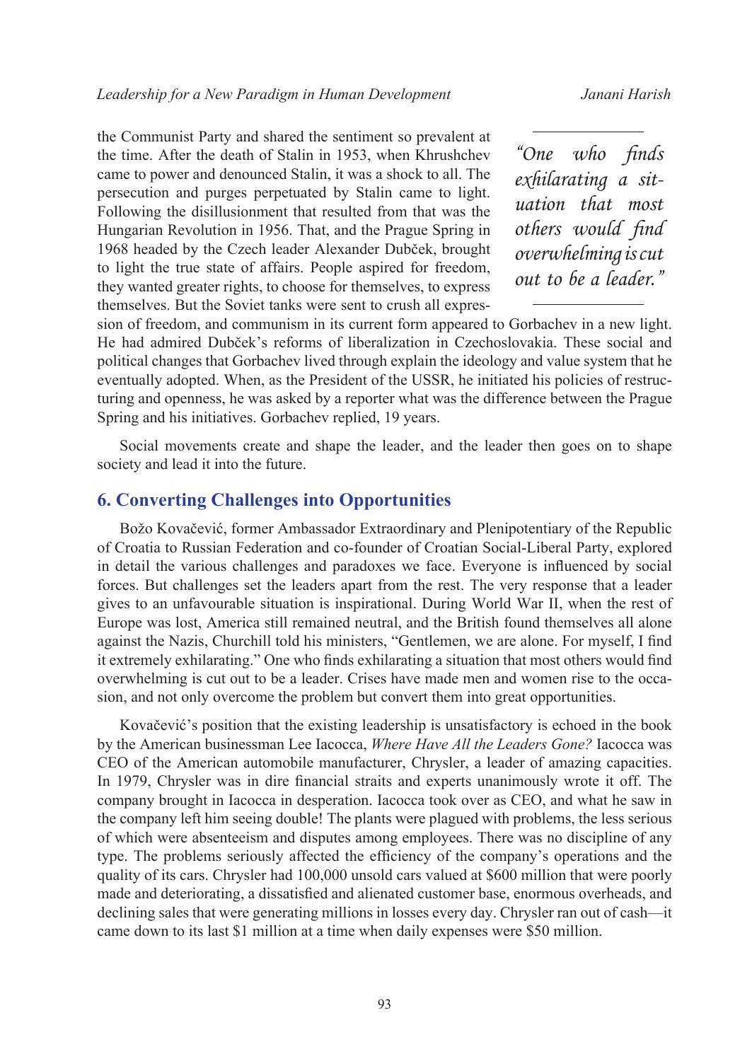the Communist Party and shared the sentiment so prevalent at the time. After the death of Stalin in 1953, when Khrushchev came to power and denounced Stalin, it was a shock to all. The persecution and purges perpetuated by Stalin came to light. Following the disillusionment that resulted from that was the Hungarian Revolution in 1956. That, and the Prague Spring in 1968 headed by the Czech leader Alexander Dubček, brought to light the true state of affairs. People aspired for freedom, they wanted greater rights, to choose for themselves, to express themselves. But the Soviet tanks were sent to crush all expression of freedom, and communism in its current form appeared to Gorbachev in a new light. He had admired Dubček's reforms of liberalization in Czechoslovakia. These social and political changes that Gorbachev lived through explain the ideology and value system that he eventually adopted. When, as the President of the USSR, he initiated his policies of restructuring and openness, he was asked by a reporter what was the difference between the Prague Spring and his initiatives. Gorbachev replied, 19 years.

> *"One who finds exhilarating a situation that most others would find overwhelming is cut out to be a leader."*

Social movements create and shape the leader, and the leader then goes on to shape society and lead it into the future.

## 6. Converting Challenges into Opportunities

Božo Kovačević, former Ambassador Extraordinary and Plenipotentiary of the Republic of Croatia to Russian Federation and co-founder of Croatian Social-Liberal Party, explored in detail the various challenges and paradoxes we face. Everyone is influenced by social forces. But challenges set the leaders apart from the rest. The very response that a leader gives to an unfavourable situation is inspirational. During World War II, when the rest of Europe was lost, America still remained neutral, and the British found themselves all alone against the Nazis, Churchill told his ministers, "Gentlemen, we are alone. For myself, I find it extremely exhilarating." One who finds exhilarating a situation that most others would find overwhelming is cut out to be a leader. Crises have made men and women rise to the occasion, and not only overcome the problem but convert them into great opportunities.

Kovačević's position that the existing leadership is unsatisfactory is echoed in the book by the American businessman Lee Iacocca, *Where Have All the Leaders Gone?* Iacocca was CEO of the American automobile manufacturer, Chrysler, a leader of amazing capacities. In 1979, Chrysler was in dire financial straits and experts unanimously wrote it off. The company brought in Iacocca in desperation. Iacocca took over as CEO, and what he saw in the company left him seeing double! The plants were plagued with problems, the less serious of which were absenteeism and disputes among employees. There was no discipline of any type. The problems seriously affected the efficiency of the company's operations and the quality of its cars. Chrysler had 100,000 unsold cars valued at $600 million that were poorly made and deteriorating, a dissatisfied and alienated customer base, enormous overheads, and declining sales that were generating millions in losses every day. Chrysler ran out of cash—it came down to its last $1 million at a time when daily expenses were $50 million.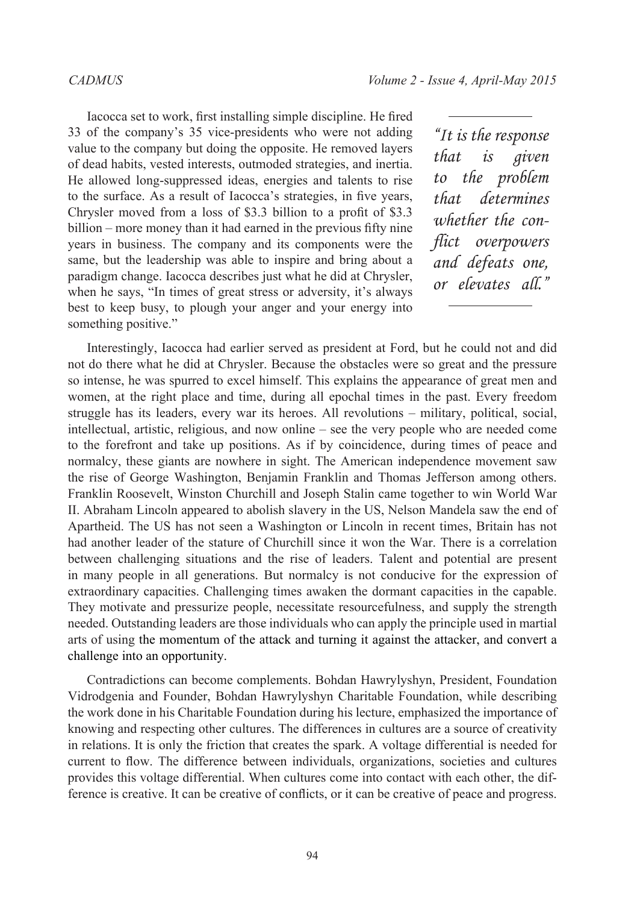Iacocca set to work, first installing simple discipline. He fired 33 of the company's 35 vice-presidents who were not adding value to the company but doing the opposite. He removed layers of dead habits, vested interests, outmoded strategies, and inertia. He allowed long-suppressed ideas, energies and talents to rise to the surface. As a result of Iacocca's strategies, in five years, Chrysler moved from a loss of $3.3 billion to a profit of $3.3 billion – more money than it had earned in the previous fifty nine years in business. The company and its components were the same, but the leadership was able to inspire and bring about a paradigm change. Iacocca describes just what he did at Chrysler, when he says, "In times of great stress or adversity, it's always best to keep busy, to plough your anger and your energy into something positive."

> *"It is the response that is given to the problem that determines whether the conflict overpowers and defeats one, or elevates all."*

Interestingly, Iacocca had earlier served as president at Ford, but he could not and did not do there what he did at Chrysler. Because the obstacles were so great and the pressure so intense, he was spurred to excel himself. This explains the appearance of great men and women, at the right place and time, during all epochal times in the past. Every freedom struggle has its leaders, every war its heroes. All revolutions – military, political, social, intellectual, artistic, religious, and now online – see the very people who are needed come to the forefront and take up positions. As if by coincidence, during times of peace and normalcy, these giants are nowhere in sight. The American independence movement saw the rise of George Washington, Benjamin Franklin and Thomas Jefferson among others. Franklin Roosevelt, Winston Churchill and Joseph Stalin came together to win World War II. Abraham Lincoln appeared to abolish slavery in the US, Nelson Mandela saw the end of Apartheid. The US has not seen a Washington or Lincoln in recent times, Britain has not had another leader of the stature of Churchill since it won the War. There is a correlation between challenging situations and the rise of leaders. Talent and potential are present in many people in all generations. But normalcy is not conducive for the expression of extraordinary capacities. Challenging times awaken the dormant capacities in the capable. They motivate and pressurize people, necessitate resourcefulness, and supply the strength needed. Outstanding leaders are those individuals who can apply the principle used in martial arts of using the momentum of the attack and turning it against the attacker, and convert a challenge into an opportunity.

Contradictions can become complements. Bohdan Hawrylyshyn, President, Foundation Vidrodgenia and Founder, Bohdan Hawrylyshyn Charitable Foundation, while describing the work done in his Charitable Foundation during his lecture, emphasized the importance of knowing and respecting other cultures. The differences in cultures are a source of creativity in relations. It is only the friction that creates the spark. A voltage differential is needed for current to flow. The difference between individuals, organizations, societies and cultures provides this voltage differential. When cultures come into contact with each other, the difference is creative. It can be creative of conflicts, or it can be creative of peace and progress.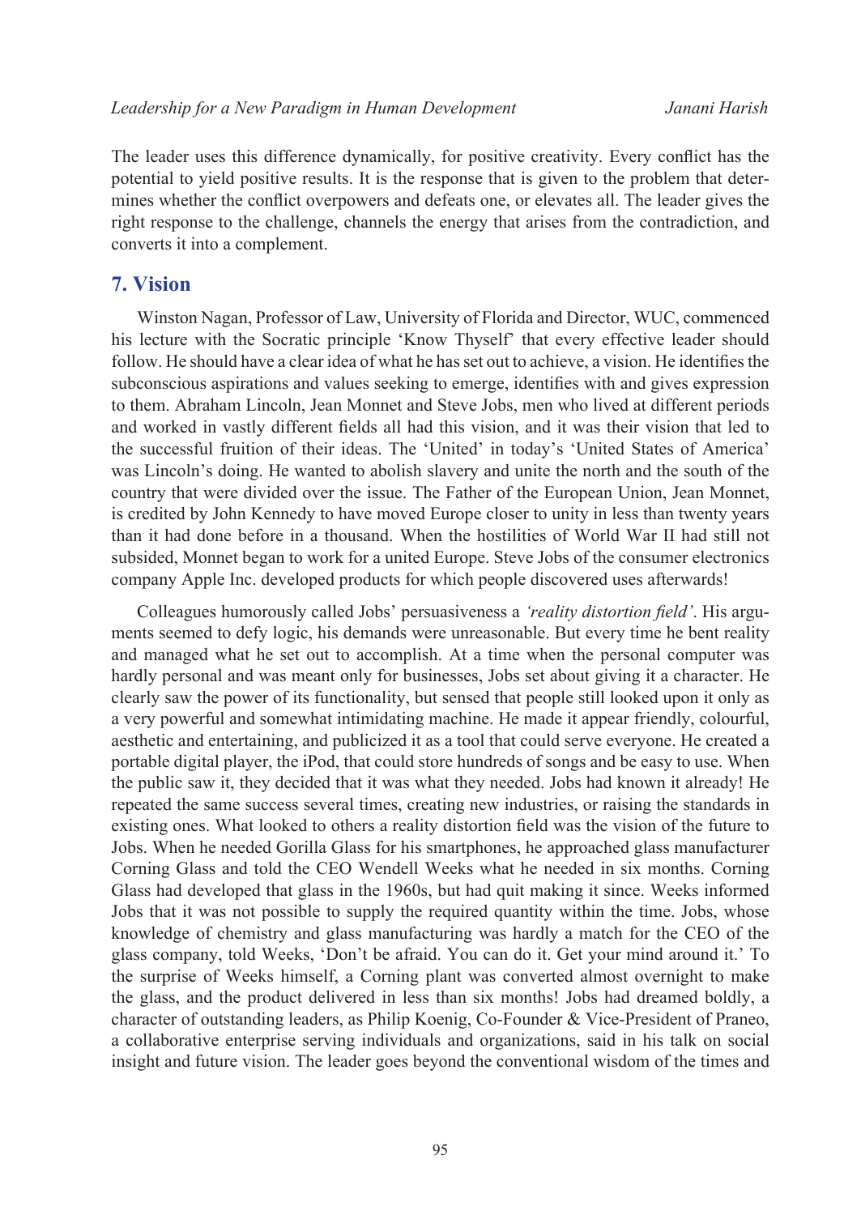The leader uses this difference dynamically, for positive creativity. Every conflict has the potential to yield positive results. It is the response that is given to the problem that determines whether the conflict overpowers and defeats one, or elevates all. The leader gives the right response to the challenge, channels the energy that arises from the contradiction, and converts it into a complement.

## 7. Vision

Winston Nagan, Professor of Law, University of Florida and Director, WUC, commenced his lecture with the Socratic principle 'Know Thyself' that every effective leader should follow. He should have a clear idea of what he has set out to achieve, a vision. He identifies the subconscious aspirations and values seeking to emerge, identifies with and gives expression to them. Abraham Lincoln, Jean Monnet and Steve Jobs, men who lived at different periods and worked in vastly different fields all had this vision, and it was their vision that led to the successful fruition of their ideas. The 'United' in today's 'United States of America' was Lincoln's doing. He wanted to abolish slavery and unite the north and the south of the country that were divided over the issue. The Father of the European Union, Jean Monnet, is credited by John Kennedy to have moved Europe closer to unity in less than twenty years than it had done before in a thousand. When the hostilities of World War II had still not subsided, Monnet began to work for a united Europe. Steve Jobs of the consumer electronics company Apple Inc. developed products for which people discovered uses afterwards!

Colleagues humorously called Jobs' persuasiveness a *'reality distortion field'*. His arguments seemed to defy logic, his demands were unreasonable. But every time he bent reality and managed what he set out to accomplish. At a time when the personal computer was hardly personal and was meant only for businesses, Jobs set about giving it a character. He clearly saw the power of its functionality, but sensed that people still looked upon it only as a very powerful and somewhat intimidating machine. He made it appear friendly, colourful, aesthetic and entertaining, and publicized it as a tool that could serve everyone. He created a portable digital player, the iPod, that could store hundreds of songs and be easy to use. When the public saw it, they decided that it was what they needed. Jobs had known it already! He repeated the same success several times, creating new industries, or raising the standards in existing ones. What looked to others a reality distortion field was the vision of the future to Jobs. When he needed Gorilla Glass for his smartphones, he approached glass manufacturer Corning Glass and told the CEO Wendell Weeks what he needed in six months. Corning Glass had developed that glass in the 1960s, but had quit making it since. Weeks informed Jobs that it was not possible to supply the required quantity within the time. Jobs, whose knowledge of chemistry and glass manufacturing was hardly a match for the CEO of the glass company, told Weeks, 'Don't be afraid. You can do it. Get your mind around it.' To the surprise of Weeks himself, a Corning plant was converted almost overnight to make the glass, and the product delivered in less than six months! Jobs had dreamed boldly, a character of outstanding leaders, as Philip Koenig, Co-Founder & Vice-President of Praneo, a collaborative enterprise serving individuals and organizations, said in his talk on social insight and future vision. The leader goes beyond the conventional wisdom of the times and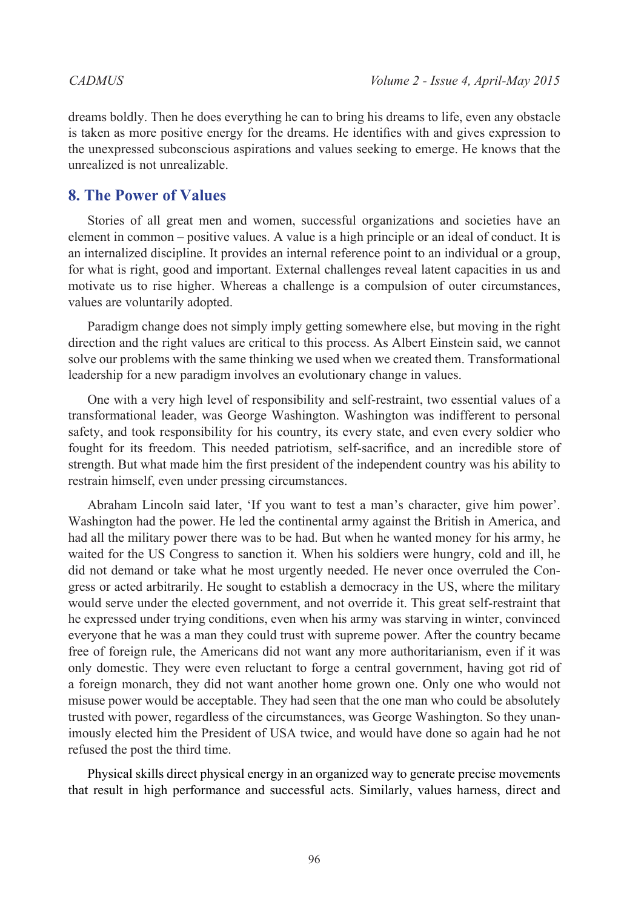dreams boldly. Then he does everything he can to bring his dreams to life, even any obstacle is taken as more positive energy for the dreams. He identifies with and gives expression to the unexpressed subconscious aspirations and values seeking to emerge. He knows that the unrealized is not unrealizable.

## 8. The Power of Values

Stories of all great men and women, successful organizations and societies have an element in common – positive values. A value is a high principle or an ideal of conduct. It is an internalized discipline. It provides an internal reference point to an individual or a group, for what is right, good and important. External challenges reveal latent capacities in us and motivate us to rise higher. Whereas a challenge is a compulsion of outer circumstances, values are voluntarily adopted.

Paradigm change does not simply imply getting somewhere else, but moving in the right direction and the right values are critical to this process. As Albert Einstein said, we cannot solve our problems with the same thinking we used when we created them. Transformational leadership for a new paradigm involves an evolutionary change in values.

One with a very high level of responsibility and self-restraint, two essential values of a transformational leader, was George Washington. Washington was indifferent to personal safety, and took responsibility for his country, its every state, and even every soldier who fought for its freedom. This needed patriotism, self-sacrifice, and an incredible store of strength. But what made him the first president of the independent country was his ability to restrain himself, even under pressing circumstances.

Abraham Lincoln said later, 'If you want to test a man's character, give him power'. Washington had the power. He led the continental army against the British in America, and had all the military power there was to be had. But when he wanted money for his army, he waited for the US Congress to sanction it. When his soldiers were hungry, cold and ill, he did not demand or take what he most urgently needed. He never once overruled the Congress or acted arbitrarily. He sought to establish a democracy in the US, where the military would serve under the elected government, and not override it. This great self-restraint that he expressed under trying conditions, even when his army was starving in winter, convinced everyone that he was a man they could trust with supreme power. After the country became free of foreign rule, the Americans did not want any more authoritarianism, even if it was only domestic. They were even reluctant to forge a central government, having got rid of a foreign monarch, they did not want another home grown one. Only one who would not misuse power would be acceptable. They had seen that the one man who could be absolutely trusted with power, regardless of the circumstances, was George Washington. So they unanimously elected him the President of USA twice, and would have done so again had he not refused the post the third time.

Physical skills direct physical energy in an organized way to generate precise movements that result in high performance and successful acts. Similarly, values harness, direct and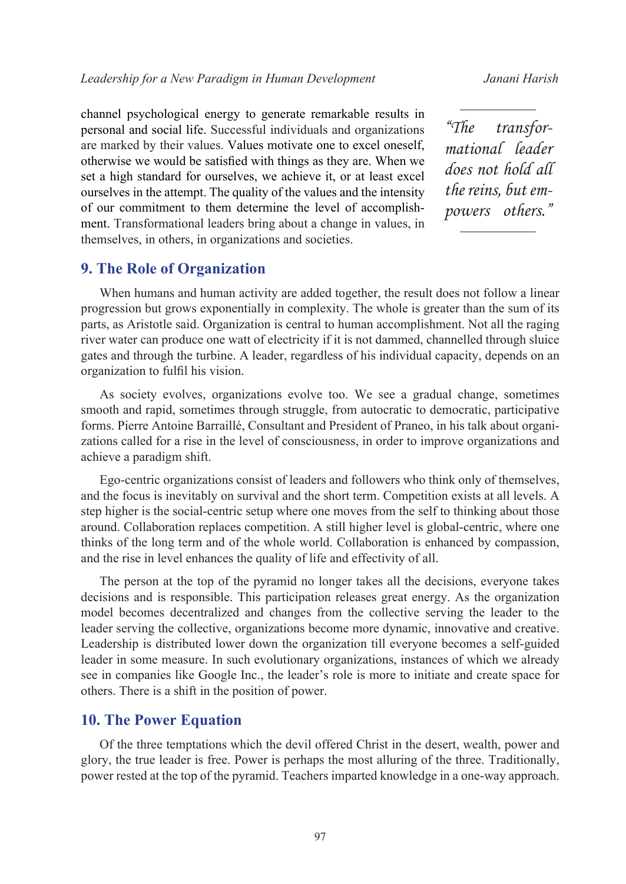channel psychological energy to generate remarkable results in personal and social life. Successful individuals and organizations are marked by their values. Values motivate one to excel oneself, otherwise we would be satisfied with things as they are. When we set a high standard for ourselves, we achieve it, or at least excel ourselves in the attempt. The quality of the values and the intensity of our commitment to them determine the level of accomplishment. Transformational leaders bring about a change in values, in themselves, in others, in organizations and societies.

> *"The transformational leader does not hold all the reins, but empowers others."*

## 9. The Role of Organization

When humans and human activity are added together, the result does not follow a linear progression but grows exponentially in complexity. The whole is greater than the sum of its parts, as Aristotle said. Organization is central to human accomplishment. Not all the raging river water can produce one watt of electricity if it is not dammed, channelled through sluice gates and through the turbine. A leader, regardless of his individual capacity, depends on an organization to fulfil his vision.

As society evolves, organizations evolve too. We see a gradual change, sometimes smooth and rapid, sometimes through struggle, from autocratic to democratic, participative forms. Pierre Antoine Barraillé, Consultant and President of Praneo, in his talk about organizations called for a rise in the level of consciousness, in order to improve organizations and achieve a paradigm shift.

Ego-centric organizations consist of leaders and followers who think only of themselves, and the focus is inevitably on survival and the short term. Competition exists at all levels. A step higher is the social-centric setup where one moves from the self to thinking about those around. Collaboration replaces competition. A still higher level is global-centric, where one thinks of the long term and of the whole world. Collaboration is enhanced by compassion, and the rise in level enhances the quality of life and effectivity of all.

The person at the top of the pyramid no longer takes all the decisions, everyone takes decisions and is responsible. This participation releases great energy. As the organization model becomes decentralized and changes from the collective serving the leader to the leader serving the collective, organizations become more dynamic, innovative and creative. Leadership is distributed lower down the organization till everyone becomes a self-guided leader in some measure. In such evolutionary organizations, instances of which we already see in companies like Google Inc., the leader's role is more to initiate and create space for others. There is a shift in the position of power.

## 10. The Power Equation

Of the three temptations which the devil offered Christ in the desert, wealth, power and glory, the true leader is free. Power is perhaps the most alluring of the three. Traditionally, power rested at the top of the pyramid. Teachers imparted knowledge in a one-way approach.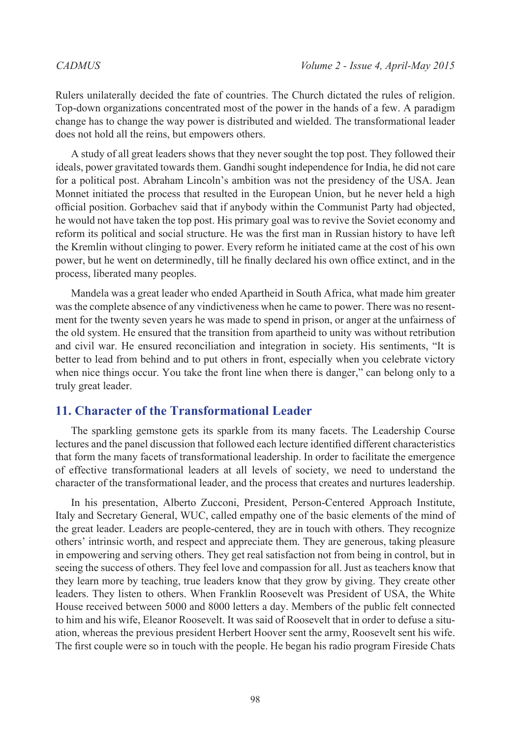Rulers unilaterally decided the fate of countries. The Church dictated the rules of religion. Top-down organizations concentrated most of the power in the hands of a few. A paradigm change has to change the way power is distributed and wielded. The transformational leader does not hold all the reins, but empowers others.

A study of all great leaders shows that they never sought the top post. They followed their ideals, power gravitated towards them. Gandhi sought independence for India, he did not care for a political post. Abraham Lincoln's ambition was not the presidency of the USA. Jean Monnet initiated the process that resulted in the European Union, but he never held a high official position. Gorbachev said that if anybody within the Communist Party had objected, he would not have taken the top post. His primary goal was to revive the Soviet economy and reform its political and social structure. He was the first man in Russian history to have left the Kremlin without clinging to power. Every reform he initiated came at the cost of his own power, but he went on determinedly, till he finally declared his own office extinct, and in the process, liberated many peoples.

Mandela was a great leader who ended Apartheid in South Africa, what made him greater was the complete absence of any vindictiveness when he came to power. There was no resentment for the twenty seven years he was made to spend in prison, or anger at the unfairness of the old system. He ensured that the transition from apartheid to unity was without retribution and civil war. He ensured reconciliation and integration in society. His sentiments, "It is better to lead from behind and to put others in front, especially when you celebrate victory when nice things occur. You take the front line when there is danger," can belong only to a truly great leader.

## 11. Character of the Transformational Leader

The sparkling gemstone gets its sparkle from its many facets. The Leadership Course lectures and the panel discussion that followed each lecture identified different characteristics that form the many facets of transformational leadership. In order to facilitate the emergence of effective transformational leaders at all levels of society, we need to understand the character of the transformational leader, and the process that creates and nurtures leadership.

In his presentation, Alberto Zucconi, President, Person-Centered Approach Institute, Italy and Secretary General, WUC, called empathy one of the basic elements of the mind of the great leader. Leaders are people-centered, they are in touch with others. They recognize others' intrinsic worth, and respect and appreciate them. They are generous, taking pleasure in empowering and serving others. They get real satisfaction not from being in control, but in seeing the success of others. They feel love and compassion for all. Just as teachers know that they learn more by teaching, true leaders know that they grow by giving. They create other leaders. They listen to others. When Franklin Roosevelt was President of USA, the White House received between 5000 and 8000 letters a day. Members of the public felt connected to him and his wife, Eleanor Roosevelt. It was said of Roosevelt that in order to defuse a situation, whereas the previous president Herbert Hoover sent the army, Roosevelt sent his wife. The first couple were so in touch with the people. He began his radio program Fireside Chats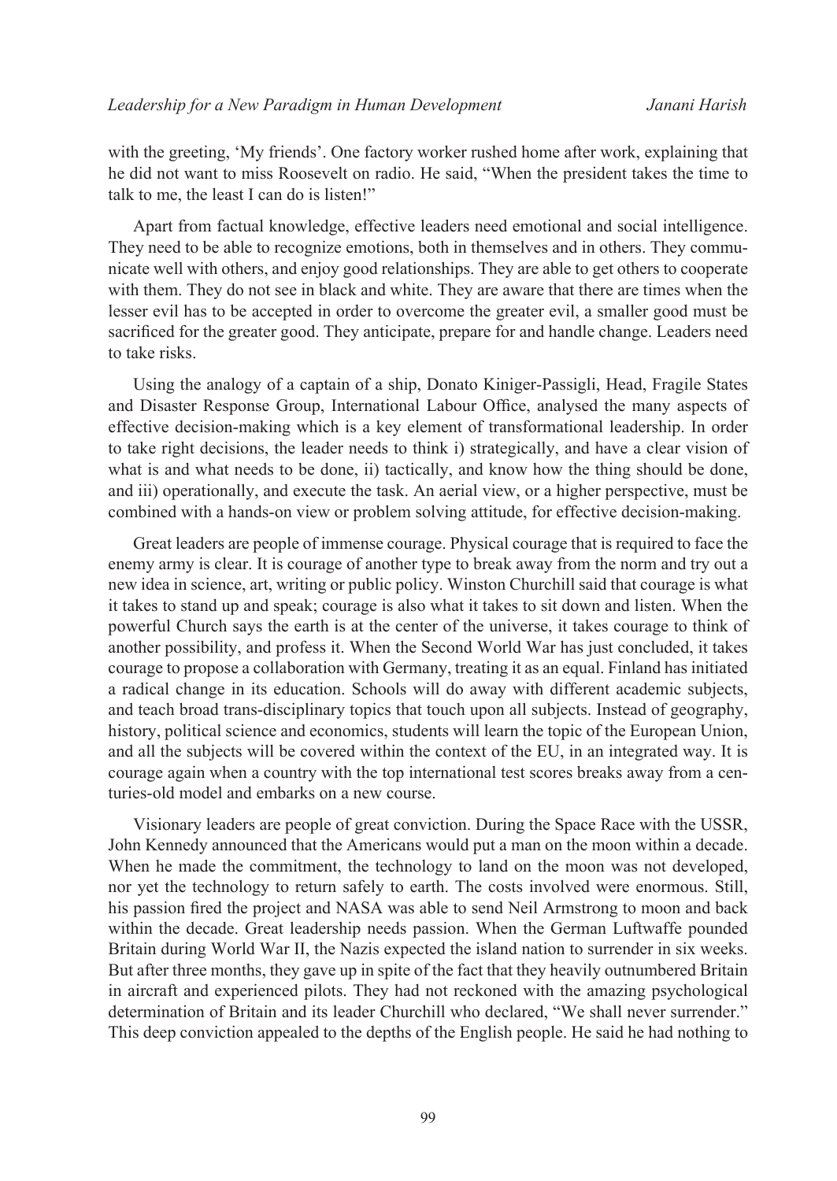with the greeting, 'My friends'. One factory worker rushed home after work, explaining that he did not want to miss Roosevelt on radio. He said, "When the president takes the time to talk to me, the least I can do is listen!"

Apart from factual knowledge, effective leaders need emotional and social intelligence. They need to be able to recognize emotions, both in themselves and in others. They communicate well with others, and enjoy good relationships. They are able to get others to cooperate with them. They do not see in black and white. They are aware that there are times when the lesser evil has to be accepted in order to overcome the greater evil, a smaller good must be sacrificed for the greater good. They anticipate, prepare for and handle change. Leaders need to take risks.

Using the analogy of a captain of a ship, Donato Kiniger-Passigli, Head, Fragile States and Disaster Response Group, International Labour Office, analysed the many aspects of effective decision-making which is a key element of transformational leadership. In order to take right decisions, the leader needs to think i) strategically, and have a clear vision of what is and what needs to be done, ii) tactically, and know how the thing should be done, and iii) operationally, and execute the task. An aerial view, or a higher perspective, must be combined with a hands-on view or problem solving attitude, for effective decision-making.

Great leaders are people of immense courage. Physical courage that is required to face the enemy army is clear. It is courage of another type to break away from the norm and try out a new idea in science, art, writing or public policy. Winston Churchill said that courage is what it takes to stand up and speak; courage is also what it takes to sit down and listen. When the powerful Church says the earth is at the center of the universe, it takes courage to think of another possibility, and profess it. When the Second World War has just concluded, it takes courage to propose a collaboration with Germany, treating it as an equal. Finland has initiated a radical change in its education. Schools will do away with different academic subjects, and teach broad trans-disciplinary topics that touch upon all subjects. Instead of geography, history, political science and economics, students will learn the topic of the European Union, and all the subjects will be covered within the context of the EU, in an integrated way. It is courage again when a country with the top international test scores breaks away from a centuries-old model and embarks on a new course.

Visionary leaders are people of great conviction. During the Space Race with the USSR, John Kennedy announced that the Americans would put a man on the moon within a decade. When he made the commitment, the technology to land on the moon was not developed, nor yet the technology to return safely to earth. The costs involved were enormous. Still, his passion fired the project and NASA was able to send Neil Armstrong to moon and back within the decade. Great leadership needs passion. When the German Luftwaffe pounded Britain during World War II, the Nazis expected the island nation to surrender in six weeks. But after three months, they gave up in spite of the fact that they heavily outnumbered Britain in aircraft and experienced pilots. They had not reckoned with the amazing psychological determination of Britain and its leader Churchill who declared, "We shall never surrender." This deep conviction appealed to the depths of the English people. He said he had nothing to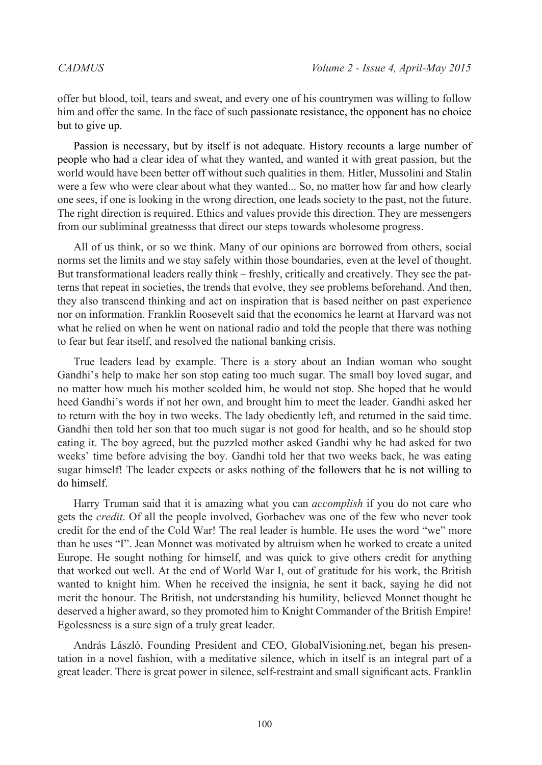offer but blood, toil, tears and sweat, and every one of his countrymen was willing to follow him and offer the same. In the face of such passionate resistance, the opponent has no choice but to give up.

Passion is necessary, but by itself is not adequate. History recounts a large number of people who had a clear idea of what they wanted, and wanted it with great passion, but the world would have been better off without such qualities in them. Hitler, Mussolini and Stalin were a few who were clear about what they wanted... So, no matter how far and how clearly one sees, if one is looking in the wrong direction, one leads society to the past, not the future. The right direction is required. Ethics and values provide this direction. They are messengers from our subliminal greatnesss that direct our steps towards wholesome progress.

All of us think, or so we think. Many of our opinions are borrowed from others, social norms set the limits and we stay safely within those boundaries, even at the level of thought. But transformational leaders really think – freshly, critically and creatively. They see the patterns that repeat in societies, the trends that evolve, they see problems beforehand. And then, they also transcend thinking and act on inspiration that is based neither on past experience nor on information. Franklin Roosevelt said that the economics he learnt at Harvard was not what he relied on when he went on national radio and told the people that there was nothing to fear but fear itself, and resolved the national banking crisis.

True leaders lead by example. There is a story about an Indian woman who sought Gandhi's help to make her son stop eating too much sugar. The small boy loved sugar, and no matter how much his mother scolded him, he would not stop. She hoped that he would heed Gandhi's words if not her own, and brought him to meet the leader. Gandhi asked her to return with the boy in two weeks. The lady obediently left, and returned in the said time. Gandhi then told her son that too much sugar is not good for health, and so he should stop eating it. The boy agreed, but the puzzled mother asked Gandhi why he had asked for two weeks' time before advising the boy. Gandhi told her that two weeks back, he was eating sugar himself! The leader expects or asks nothing of the followers that he is not willing to do himself.

Harry Truman said that it is amazing what you can *accomplish* if you do not care who gets the *credit*. Of all the people involved, Gorbachev was one of the few who never took credit for the end of the Cold War! The real leader is humble. He uses the word "we" more than he uses "I". Jean Monnet was motivated by altruism when he worked to create a united Europe. He sought nothing for himself, and was quick to give others credit for anything that worked out well. At the end of World War I, out of gratitude for his work, the British wanted to knight him. When he received the insignia, he sent it back, saying he did not merit the honour. The British, not understanding his humility, believed Monnet thought he deserved a higher award, so they promoted him to Knight Commander of the British Empire! Egolessness is a sure sign of a truly great leader.

András László, Founding President and CEO, GlobalVisioning.net, began his presentation in a novel fashion, with a meditative silence, which in itself is an integral part of a great leader. There is great power in silence, self-restraint and small significant acts. Franklin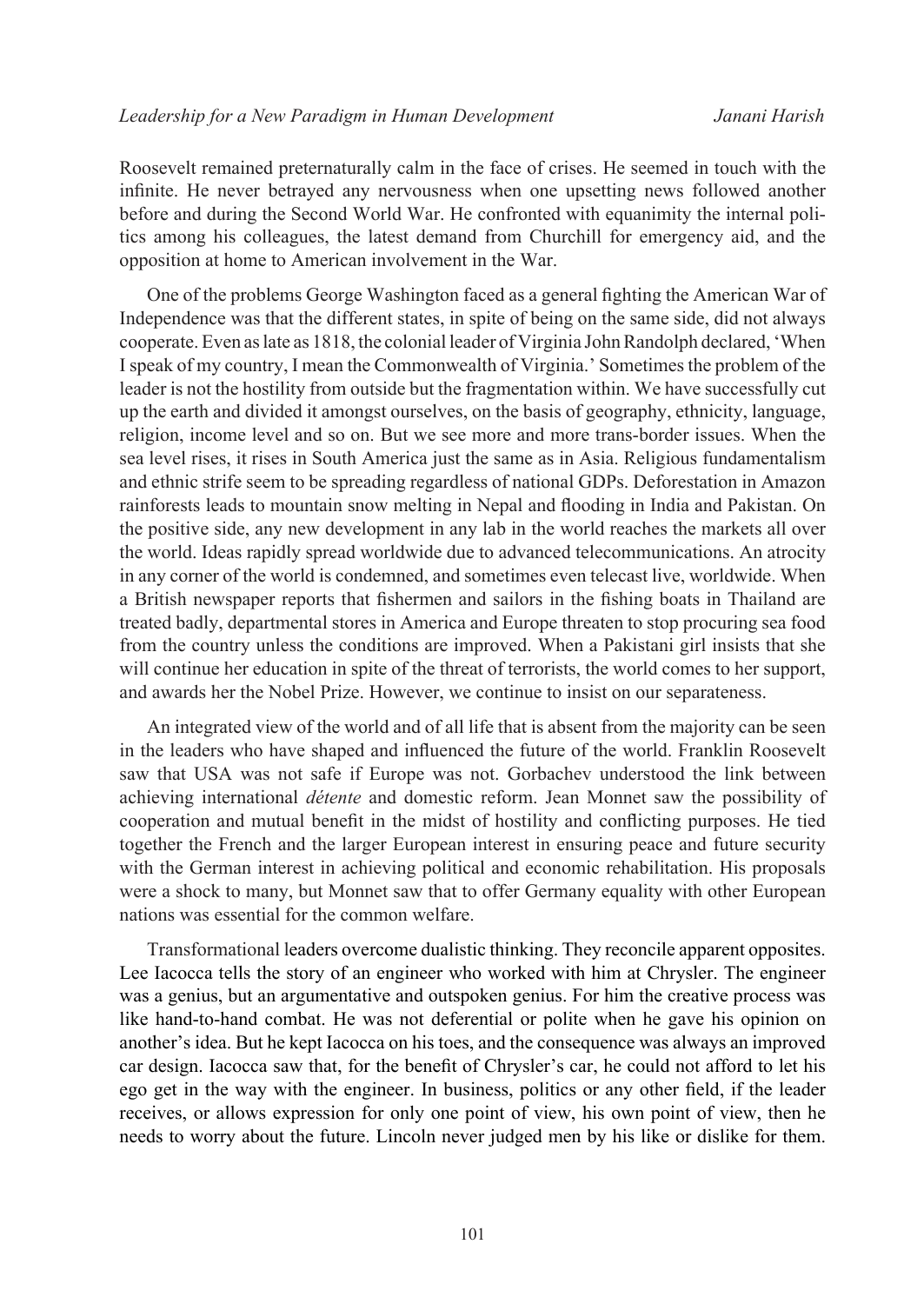Roosevelt remained preternaturally calm in the face of crises. He seemed in touch with the infinite. He never betrayed any nervousness when one upsetting news followed another before and during the Second World War. He confronted with equanimity the internal politics among his colleagues, the latest demand from Churchill for emergency aid, and the opposition at home to American involvement in the War.

One of the problems George Washington faced as a general fighting the American War of Independence was that the different states, in spite of being on the same side, did not always cooperate. Even as late as 1818, the colonial leader of Virginia John Randolph declared, 'When I speak of my country, I mean the Commonwealth of Virginia.' Sometimes the problem of the leader is not the hostility from outside but the fragmentation within. We have successfully cut up the earth and divided it amongst ourselves, on the basis of geography, ethnicity, language, religion, income level and so on. But we see more and more trans-border issues. When the sea level rises, it rises in South America just the same as in Asia. Religious fundamentalism and ethnic strife seem to be spreading regardless of national GDPs. Deforestation in Amazon rainforests leads to mountain snow melting in Nepal and flooding in India and Pakistan. On the positive side, any new development in any lab in the world reaches the markets all over the world. Ideas rapidly spread worldwide due to advanced telecommunications. An atrocity in any corner of the world is condemned, and sometimes even telecast live, worldwide. When a British newspaper reports that fishermen and sailors in the fishing boats in Thailand are treated badly, departmental stores in America and Europe threaten to stop procuring sea food from the country unless the conditions are improved. When a Pakistani girl insists that she will continue her education in spite of the threat of terrorists, the world comes to her support, and awards her the Nobel Prize. However, we continue to insist on our separateness.

An integrated view of the world and of all life that is absent from the majority can be seen in the leaders who have shaped and influenced the future of the world. Franklin Roosevelt saw that USA was not safe if Europe was not. Gorbachev understood the link between achieving international *détente* and domestic reform. Jean Monnet saw the possibility of cooperation and mutual benefit in the midst of hostility and conflicting purposes. He tied together the French and the larger European interest in ensuring peace and future security with the German interest in achieving political and economic rehabilitation. His proposals were a shock to many, but Monnet saw that to offer Germany equality with other European nations was essential for the common welfare.

Transformational leaders overcome dualistic thinking. They reconcile apparent opposites. Lee Iacocca tells the story of an engineer who worked with him at Chrysler. The engineer was a genius, but an argumentative and outspoken genius. For him the creative process was like hand-to-hand combat. He was not deferential or polite when he gave his opinion on another's idea. But he kept Iacocca on his toes, and the consequence was always an improved car design. Iacocca saw that, for the benefit of Chrysler's car, he could not afford to let his ego get in the way with the engineer. In business, politics or any other field, if the leader receives, or allows expression for only one point of view, his own point of view, then he needs to worry about the future. Lincoln never judged men by his like or dislike for them.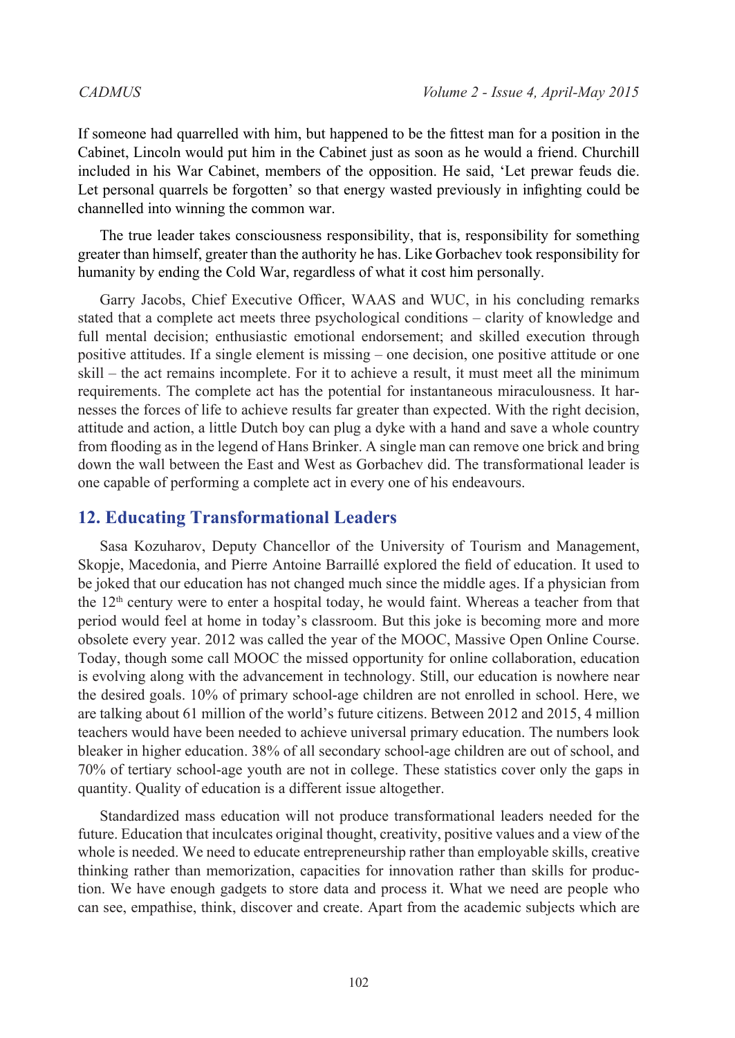If someone had quarrelled with him, but happened to be the fittest man for a position in the Cabinet, Lincoln would put him in the Cabinet just as soon as he would a friend. Churchill included in his War Cabinet, members of the opposition. He said, 'Let prewar feuds die. Let personal quarrels be forgotten' so that energy wasted previously in infighting could be channelled into winning the common war.

The true leader takes consciousness responsibility, that is, responsibility for something greater than himself, greater than the authority he has. Like Gorbachev took responsibility for humanity by ending the Cold War, regardless of what it cost him personally.

Garry Jacobs, Chief Executive Officer, WAAS and WUC, in his concluding remarks stated that a complete act meets three psychological conditions – clarity of knowledge and full mental decision; enthusiastic emotional endorsement; and skilled execution through positive attitudes. If a single element is missing – one decision, one positive attitude or one skill – the act remains incomplete. For it to achieve a result, it must meet all the minimum requirements. The complete act has the potential for instantaneous miraculousness. It harnesses the forces of life to achieve results far greater than expected. With the right decision, attitude and action, a little Dutch boy can plug a dyke with a hand and save a whole country from flooding as in the legend of Hans Brinker. A single man can remove one brick and bring down the wall between the East and West as Gorbachev did. The transformational leader is one capable of performing a complete act in every one of his endeavours.

## 12. Educating Transformational Leaders

Sasa Kozuharov, Deputy Chancellor of the University of Tourism and Management, Skopje, Macedonia, and Pierre Antoine Barraillé explored the field of education. It used to be joked that our education has not changed much since the middle ages. If a physician from the 12th century were to enter a hospital today, he would faint. Whereas a teacher from that period would feel at home in today's classroom. But this joke is becoming more and more obsolete every year. 2012 was called the year of the MOOC, Massive Open Online Course. Today, though some call MOOC the missed opportunity for online collaboration, education is evolving along with the advancement in technology. Still, our education is nowhere near the desired goals. 10% of primary school-age children are not enrolled in school. Here, we are talking about 61 million of the world's future citizens. Between 2012 and 2015, 4 million teachers would have been needed to achieve universal primary education. The numbers look bleaker in higher education. 38% of all secondary school-age children are out of school, and 70% of tertiary school-age youth are not in college. These statistics cover only the gaps in quantity. Quality of education is a different issue altogether.

Standardized mass education will not produce transformational leaders needed for the future. Education that inculcates original thought, creativity, positive values and a view of the whole is needed. We need to educate entrepreneurship rather than employable skills, creative thinking rather than memorization, capacities for innovation rather than skills for production. We have enough gadgets to store data and process it. What we need are people who can see, empathise, think, discover and create. Apart from the academic subjects which are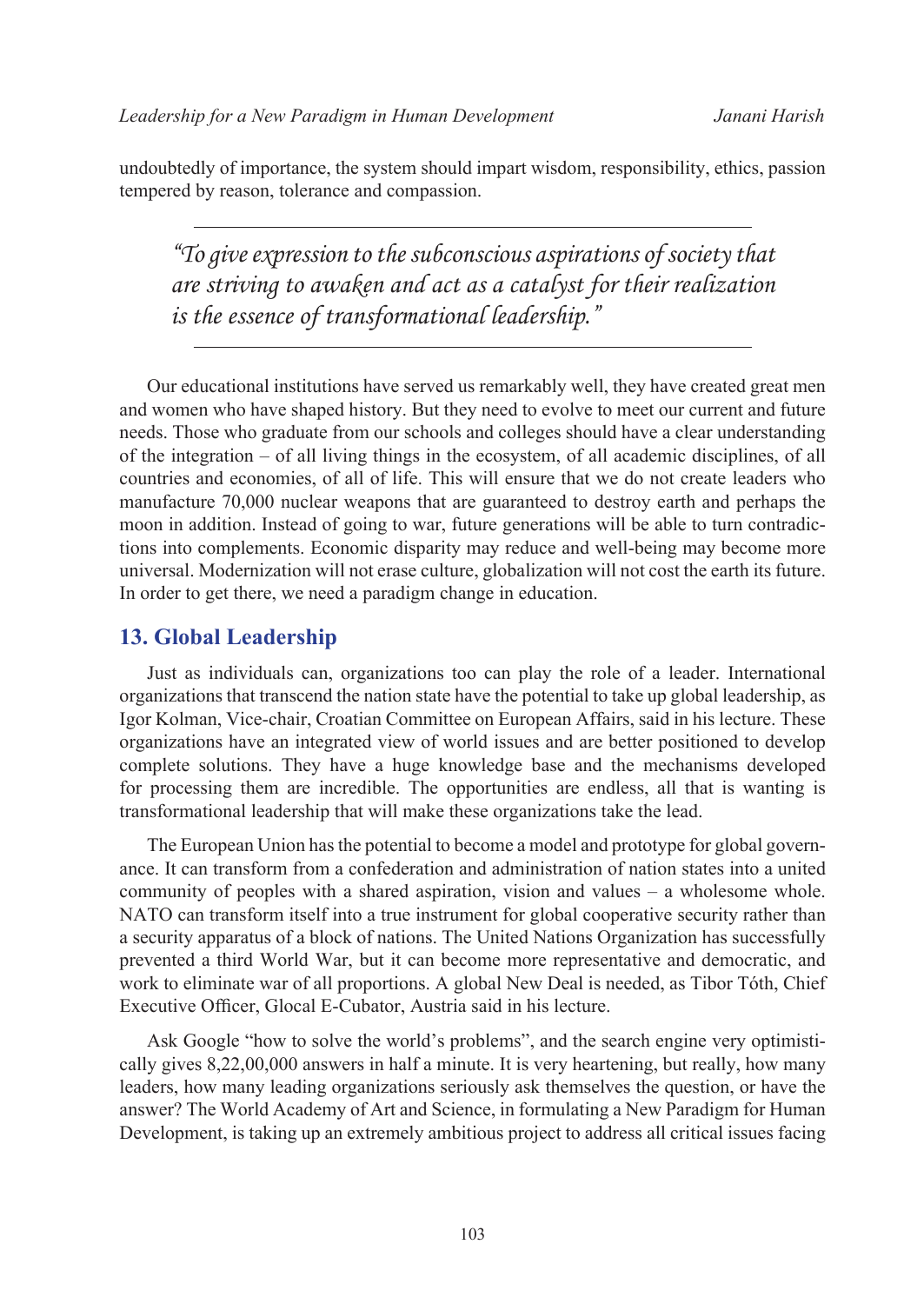undoubtedly of importance, the system should impart wisdom, responsibility, ethics, passion tempered by reason, tolerance and compassion.

> *"To give expression to the subconscious aspirations of society that are striving to awaken and act as a catalyst for their realization is the essence of transformational leadership."*

Our educational institutions have served us remarkably well, they have created great men and women who have shaped history. But they need to evolve to meet our current and future needs. Those who graduate from our schools and colleges should have a clear understanding of the integration – of all living things in the ecosystem, of all academic disciplines, of all countries and economies, of all of life. This will ensure that we do not create leaders who manufacture 70,000 nuclear weapons that are guaranteed to destroy earth and perhaps the moon in addition. Instead of going to war, future generations will be able to turn contradictions into complements. Economic disparity may reduce and well-being may become more universal. Modernization will not erase culture, globalization will not cost the earth its future. In order to get there, we need a paradigm change in education.

## 13. Global Leadership

Just as individuals can, organizations too can play the role of a leader. International organizations that transcend the nation state have the potential to take up global leadership, as Igor Kolman, Vice-chair, Croatian Committee on European Affairs, said in his lecture. These organizations have an integrated view of world issues and are better positioned to develop complete solutions. They have a huge knowledge base and the mechanisms developed for processing them are incredible. The opportunities are endless, all that is wanting is transformational leadership that will make these organizations take the lead.

The European Union has the potential to become a model and prototype for global governance. It can transform from a confederation and administration of nation states into a united community of peoples with a shared aspiration, vision and values – a wholesome whole. NATO can transform itself into a true instrument for global cooperative security rather than a security apparatus of a block of nations. The United Nations Organization has successfully prevented a third World War, but it can become more representative and democratic, and work to eliminate war of all proportions. A global New Deal is needed, as Tibor Tóth, Chief Executive Officer, Glocal E-Cubator, Austria said in his lecture.

Ask Google "how to solve the world's problems", and the search engine very optimistically gives 8,22,00,000 answers in half a minute. It is very heartening, but really, how many leaders, how many leading organizations seriously ask themselves the question, or have the answer? The World Academy of Art and Science, in formulating a New Paradigm for Human Development, is taking up an extremely ambitious project to address all critical issues facing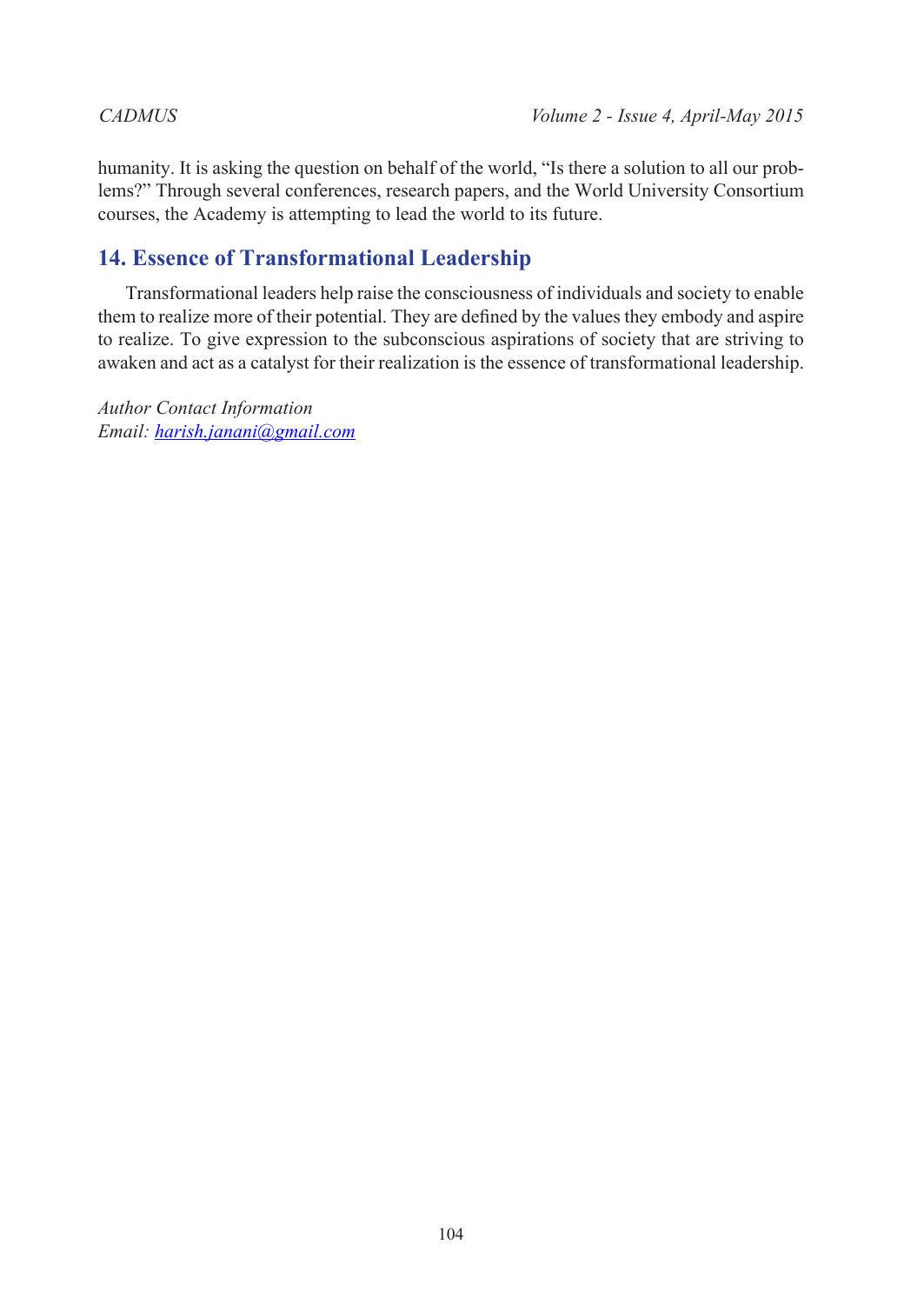humanity. It is asking the question on behalf of the world, "Is there a solution to all our problems?" Through several conferences, research papers, and the World University Consortium courses, the Academy is attempting to lead the world to its future.

## 14. Essence of Transformational Leadership

Transformational leaders help raise the consciousness of individuals and society to enable them to realize more of their potential. They are defined by the values they embody and aspire to realize. To give expression to the subconscious aspirations of society that are striving to awaken and act as a catalyst for their realization is the essence of transformational leadership.

*Author Contact Information*
*Email: harish.janani@gmail.com*